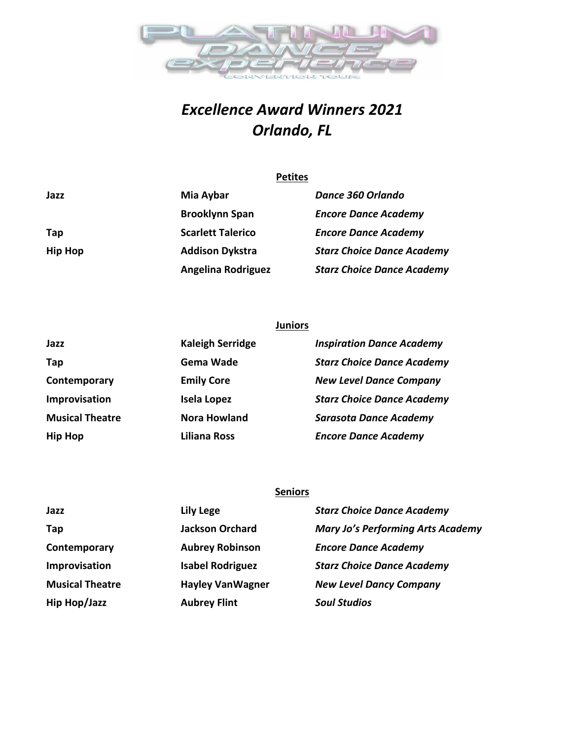# *Excellence Award Winners 2021*
# *Orlando, FL*

## Petites

| | | |
|---|---|---|
| **Jazz** | **Mia Aybar** | ***Dance 360 Orlando*** |
| | **Brooklynn Span** | ***Encore Dance Academy*** |
| **Tap** | **Scarlett Talerico** | ***Encore Dance Academy*** |
| **Hip Hop** | **Addison Dykstra** | ***Starz Choice Dance Academy*** |
| | **Angelina Rodriguez** | ***Starz Choice Dance Academy*** |

## Juniors

| | | |
|---|---|---|
| **Jazz** | **Kaleigh Serridge** | ***Inspiration Dance Academy*** |
| **Tap** | **Gema Wade** | ***Starz Choice Dance Academy*** |
| **Contemporary** | **Emily Core** | ***New Level Dance Company*** |
| **Improvisation** | **Isela Lopez** | ***Starz Choice Dance Academy*** |
| **Musical Theatre** | **Nora Howland** | ***Sarasota Dance Academy*** |
| **Hip Hop** | **Liliana Ross** | ***Encore Dance Academy*** |

## Seniors

| | | |
|---|---|---|
| **Jazz** | **Lily Lege** | ***Starz Choice Dance Academy*** |
| **Tap** | **Jackson Orchard** | ***Mary Jo's Performing Arts Academy*** |
| **Contemporary** | **Aubrey Robinson** | ***Encore Dance Academy*** |
| **Improvisation** | **Isabel Rodriguez** | ***Starz Choice Dance Academy*** |
| **Musical Theatre** | **Hayley VanWagner** | ***New Level Dancy Company*** |
| **Hip Hop/Jazz** | **Aubrey Flint** | ***Soul Studios*** |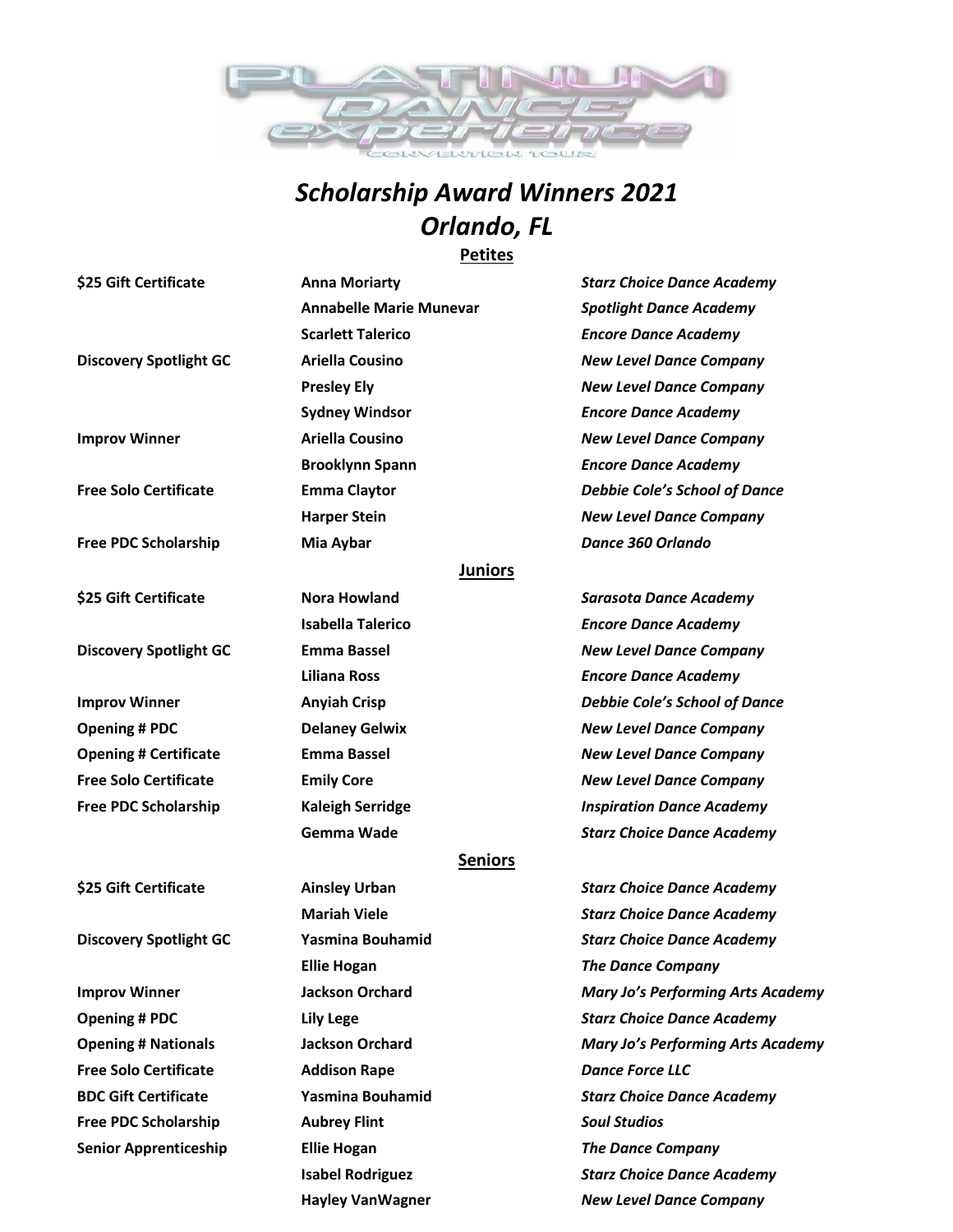PLATINUM DANCE experience CONVENTION TOUR

# *Scholarship Award Winners 2021*
# *Orlando, FL*

## Petites

| | | |
|---|---|---|
| **$25 Gift Certificate** | **Anna Moriarty** | ***Starz Choice Dance Academy*** |
| | **Annabelle Marie Munevar** | ***Spotlight Dance Academy*** |
| | **Scarlett Talerico** | ***Encore Dance Academy*** |
| **Discovery Spotlight GC** | **Ariella Cousino** | ***New Level Dance Company*** |
| | **Presley Ely** | ***New Level Dance Company*** |
| | **Sydney Windsor** | ***Encore Dance Academy*** |
| **Improv Winner** | **Ariella Cousino** | ***New Level Dance Company*** |
| | **Brooklynn Spann** | ***Encore Dance Academy*** |
| **Free Solo Certificate** | **Emma Claytor** | ***Debbie Cole's School of Dance*** |
| | **Harper Stein** | ***New Level Dance Company*** |
| **Free PDC Scholarship** | **Mia Aybar** | ***Dance 360 Orlando*** |

## Juniors

| | | |
|---|---|---|
| **$25 Gift Certificate** | **Nora Howland** | ***Sarasota Dance Academy*** |
| | **Isabella Talerico** | ***Encore Dance Academy*** |
| **Discovery Spotlight GC** | **Emma Bassel** | ***New Level Dance Company*** |
| | **Liliana Ross** | ***Encore Dance Academy*** |
| **Improv Winner** | **Anyiah Crisp** | ***Debbie Cole's School of Dance*** |
| **Opening # PDC** | **Delaney Gelwix** | ***New Level Dance Company*** |
| **Opening # Certificate** | **Emma Bassel** | ***New Level Dance Company*** |
| **Free Solo Certificate** | **Emily Core** | ***New Level Dance Company*** |
| **Free PDC Scholarship** | **Kaleigh Serridge** | ***Inspiration Dance Academy*** |
| | **Gemma Wade** | ***Starz Choice Dance Academy*** |

## Seniors

| | | |
|---|---|---|
| **$25 Gift Certificate** | **Ainsley Urban** | ***Starz Choice Dance Academy*** |
| | **Mariah Viele** | ***Starz Choice Dance Academy*** |
| **Discovery Spotlight GC** | **Yasmina Bouhamid** | ***Starz Choice Dance Academy*** |
| | **Ellie Hogan** | ***The Dance Company*** |
| **Improv Winner** | **Jackson Orchard** | ***Mary Jo's Performing Arts Academy*** |
| **Opening # PDC** | **Lily Lege** | ***Starz Choice Dance Academy*** |
| **Opening # Nationals** | **Jackson Orchard** | ***Mary Jo's Performing Arts Academy*** |
| **Free Solo Certificate** | **Addison Rape** | ***Dance Force LLC*** |
| **BDC Gift Certificate** | **Yasmina Bouhamid** | ***Starz Choice Dance Academy*** |
| **Free PDC Scholarship** | **Aubrey Flint** | ***Soul Studios*** |
| **Senior Apprenticeship** | **Ellie Hogan** | ***The Dance Company*** |
| | **Isabel Rodriguez** | ***Starz Choice Dance Academy*** |
| | **Hayley VanWagner** | ***New Level Dance Company*** |